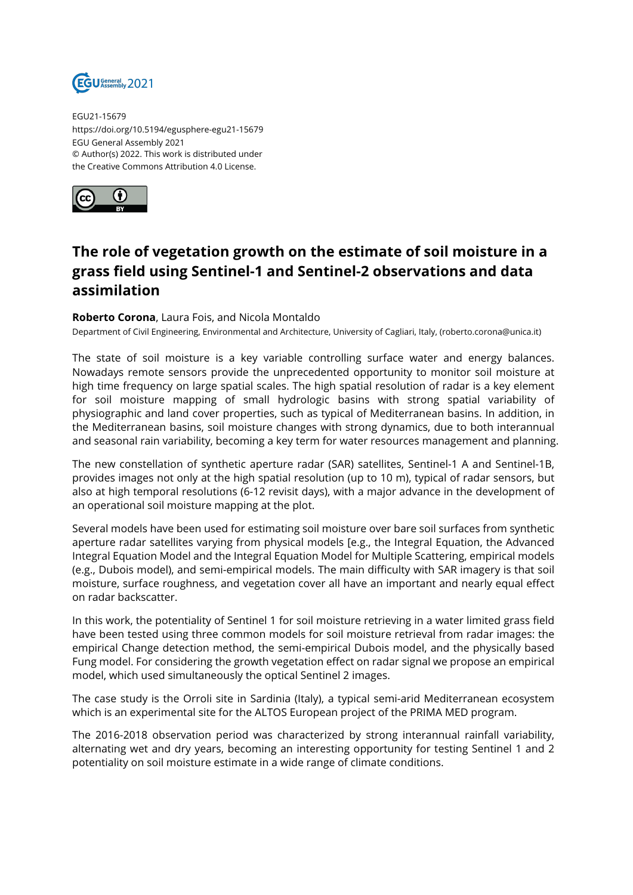EGU21-15679
https://doi.org/10.5194/egusphere-egu21-15679
EGU General Assembly 2021
© Author(s) 2022. This work is distributed under
the Creative Commons Attribution 4.0 License.

# The role of vegetation growth on the estimate of soil moisture in a grass field using Sentinel-1 and Sentinel-2 observations and data assimilation

**Roberto Corona**, Laura Fois, and Nicola Montaldo

Department of Civil Engineering, Environmental and Architecture, University of Cagliari, Italy, (roberto.corona@unica.it)

The state of soil moisture is a key variable controlling surface water and energy balances. Nowadays remote sensors provide the unprecedented opportunity to monitor soil moisture at high time frequency on large spatial scales. The high spatial resolution of radar is a key element for soil moisture mapping of small hydrologic basins with strong spatial variability of physiographic and land cover properties, such as typical of Mediterranean basins. In addition, in the Mediterranean basins, soil moisture changes with strong dynamics, due to both interannual and seasonal rain variability, becoming a key term for water resources management and planning.

The new constellation of synthetic aperture radar (SAR) satellites, Sentinel-1 A and Sentinel-1B, provides images not only at the high spatial resolution (up to 10 m), typical of radar sensors, but also at high temporal resolutions (6-12 revisit days), with a major advance in the development of an operational soil moisture mapping at the plot.

Several models have been used for estimating soil moisture over bare soil surfaces from synthetic aperture radar satellites varying from physical models [e.g., the Integral Equation, the Advanced Integral Equation Model and the Integral Equation Model for Multiple Scattering, empirical models (e.g., Dubois model), and semi-empirical models. The main difficulty with SAR imagery is that soil moisture, surface roughness, and vegetation cover all have an important and nearly equal effect on radar backscatter.

In this work, the potentiality of Sentinel 1 for soil moisture retrieving in a water limited grass field have been tested using three common models for soil moisture retrieval from radar images: the empirical Change detection method, the semi-empirical Dubois model, and the physically based Fung model. For considering the growth vegetation effect on radar signal we propose an empirical model, which used simultaneously the optical Sentinel 2 images.

The case study is the Orroli site in Sardinia (Italy), a typical semi-arid Mediterranean ecosystem which is an experimental site for the ALTOS European project of the PRIMA MED program.

The 2016-2018 observation period was characterized by strong interannual rainfall variability, alternating wet and dry years, becoming an interesting opportunity for testing Sentinel 1 and 2 potentiality on soil moisture estimate in a wide range of climate conditions.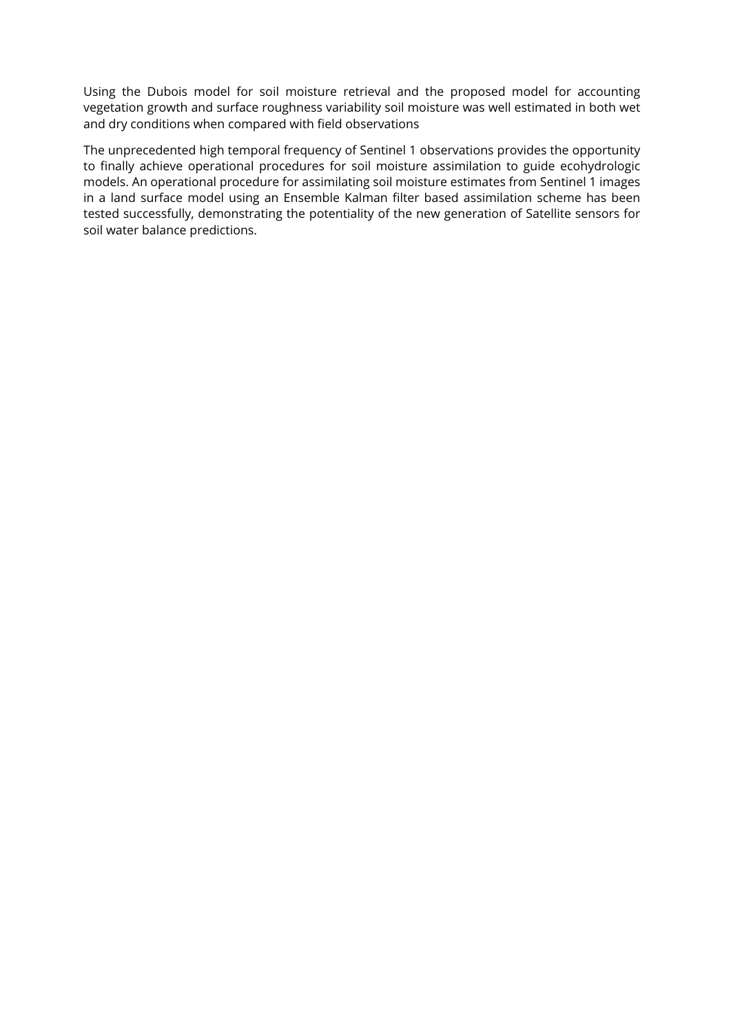Using the Dubois model for soil moisture retrieval and the proposed model for accounting vegetation growth and surface roughness variability soil moisture was well estimated in both wet and dry conditions when compared with field observations

The unprecedented high temporal frequency of Sentinel 1 observations provides the opportunity to finally achieve operational procedures for soil moisture assimilation to guide ecohydrologic models. An operational procedure for assimilating soil moisture estimates from Sentinel 1 images in a land surface model using an Ensemble Kalman filter based assimilation scheme has been tested successfully, demonstrating the potentiality of the new generation of Satellite sensors for soil water balance predictions.